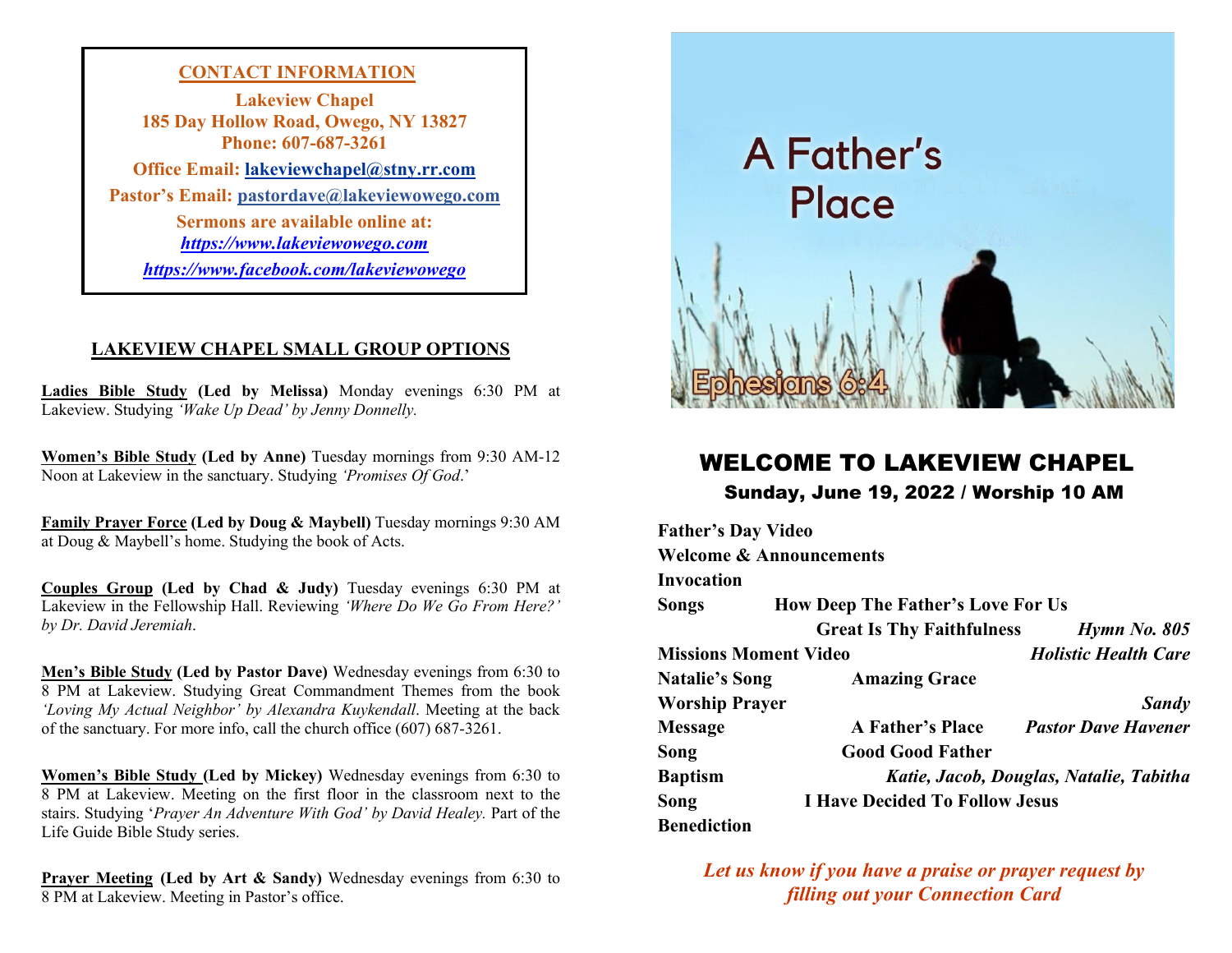## CONTACT INFORMATION

**Lakeview Chapel**
**185 Day Hollow Road, Owego, NY 13827**
**Phone: 607-687-3261**

**Office Email: lakeviewchapel@stny.rr.com**

**Pastor's Email: pastordave@lakeviewowego.com**

**Sermons are available online at:**
***https://www.lakeviewowego.com***
***https://www.facebook.com/lakeviewowego***

## LAKEVIEW CHAPEL SMALL GROUP OPTIONS

**Ladies Bible Study (Led by Melissa)** Monday evenings 6:30 PM at Lakeview. Studying *'Wake Up Dead' by Jenny Donnelly.*

**Women's Bible Study (Led by Anne)** Tuesday mornings from 9:30 AM-12 Noon at Lakeview in the sanctuary. Studying *'Promises Of God.'*

**Family Prayer Force (Led by Doug & Maybell)** Tuesday mornings 9:30 AM at Doug & Maybell's home. Studying the book of Acts.

**Couples Group (Led by Chad & Judy)** Tuesday evenings 6:30 PM at Lakeview in the Fellowship Hall. Reviewing *'Where Do We Go From Here?' by Dr. David Jeremiah*.

**Men's Bible Study (Led by Pastor Dave)** Wednesday evenings from 6:30 to 8 PM at Lakeview. Studying Great Commandment Themes from the book *'Loving My Actual Neighbor' by Alexandra Kuykendall*. Meeting at the back of the sanctuary. For more info, call the church office (607) 687-3261.

**Women's Bible Study (Led by Mickey)** Wednesday evenings from 6:30 to 8 PM at Lakeview. Meeting on the first floor in the classroom next to the stairs. Studying '*Prayer An Adventure With God' by David Healey.* Part of the Life Guide Bible Study series.

**Prayer Meeting (Led by Art & Sandy)** Wednesday evenings from 6:30 to 8 PM at Lakeview. Meeting in Pastor's office.

A Father's Place

Ephesians 6:4

# WELCOME TO LAKEVIEW CHAPEL

### Sunday, June 19, 2022 / Worship 10 AM

**Father's Day Video**
**Welcome & Announcements**
**Invocation**
**Songs** — **How Deep The Father's Love For Us**
**Great Is Thy Faithfulness** — ***Hymn No. 805***
**Missions Moment Video** — ***Holistic Health Care***
**Natalie's Song** — **Amazing Grace**
**Worship Prayer** — ***Sandy***
**Message** — **A Father's Place** — ***Pastor Dave Havener***
**Song** — **Good Good Father**
**Baptism** — ***Katie, Jacob, Douglas, Natalie, Tabitha***
**Song** — **I Have Decided To Follow Jesus**
**Benediction**

***Let us know if you have a praise or prayer request by filling out your Connection Card***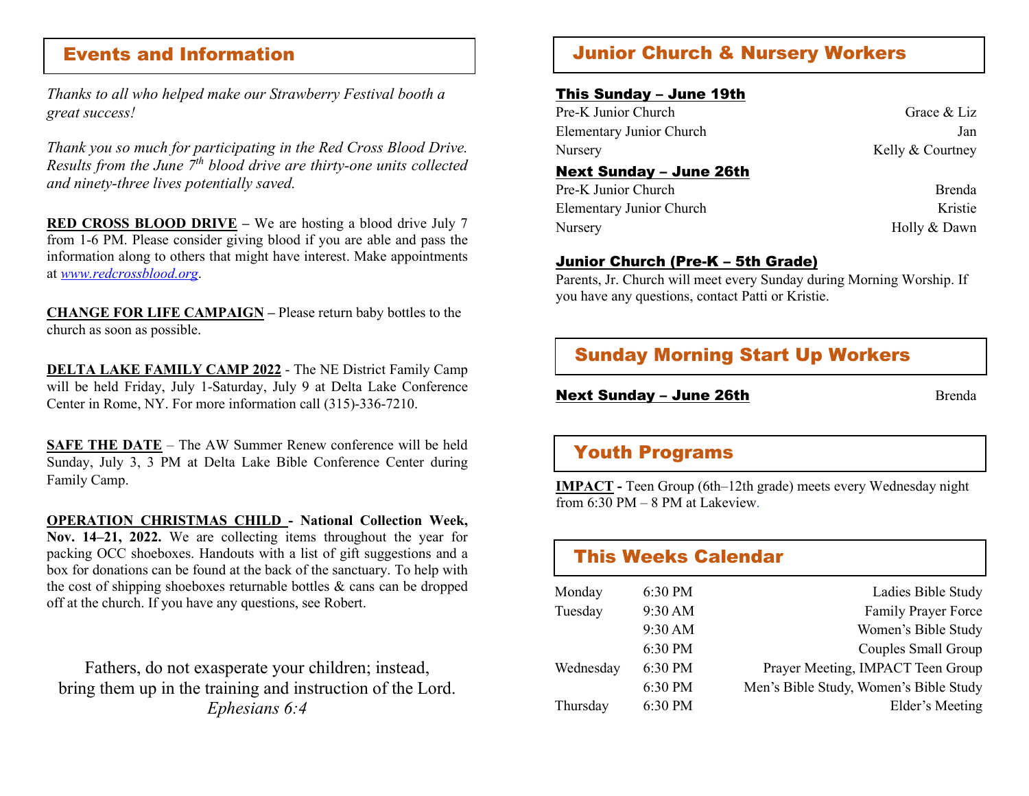## Events and Information

*Thanks to all who helped make our Strawberry Festival booth a great success!*

*Thank you so much for participating in the Red Cross Blood Drive. Results from the June 7th blood drive are thirty-one units collected and ninety-three lives potentially saved.*

**RED CROSS BLOOD DRIVE** – We are hosting a blood drive July 7 from 1-6 PM. Please consider giving blood if you are able and pass the information along to others that might have interest. Make appointments at *www.redcrossblood.org*.

**CHANGE FOR LIFE CAMPAIGN** – Please return baby bottles to the church as soon as possible.

**DELTA LAKE FAMILY CAMP 2022** - The NE District Family Camp will be held Friday, July 1-Saturday, July 9 at Delta Lake Conference Center in Rome, NY. For more information call (315)-336-7210.

**SAFE THE DATE** – The AW Summer Renew conference will be held Sunday, July 3, 3 PM at Delta Lake Bible Conference Center during Family Camp.

**OPERATION CHRISTMAS CHILD - National Collection Week, Nov. 14–21, 2022.** We are collecting items throughout the year for packing OCC shoeboxes. Handouts with a list of gift suggestions and a box for donations can be found at the back of the sanctuary. To help with the cost of shipping shoeboxes returnable bottles & cans can be dropped off at the church. If you have any questions, see Robert.

Fathers, do not exasperate your children; instead,
bring them up in the training and instruction of the Lord.
*Ephesians 6:4*

## Junior Church & Nursery Workers

**This Sunday – June 19th**

| | |
|---|---|
| Pre-K Junior Church | Grace & Liz |
| Elementary Junior Church | Jan |
| Nursery | Kelly & Courtney |

**Next Sunday – June 26th**

| | |
|---|---|
| Pre-K Junior Church | Brenda |
| Elementary Junior Church | Kristie |
| Nursery | Holly & Dawn |

**Junior Church (Pre-K – 5th Grade)**

Parents, Jr. Church will meet every Sunday during Morning Worship. If you have any questions, contact Patti or Kristie.

## Sunday Morning Start Up Workers

**Next Sunday – June 26th** Brenda

## Youth Programs

**IMPACT -** Teen Group (6th–12th grade) meets every Wednesday night from 6:30 PM – 8 PM at Lakeview.

## This Weeks Calendar

| | | |
|---|---|---|
| Monday | 6:30 PM | Ladies Bible Study |
| Tuesday | 9:30 AM | Family Prayer Force |
| | 9:30 AM | Women's Bible Study |
| | 6:30 PM | Couples Small Group |
| Wednesday | 6:30 PM | Prayer Meeting, IMPACT Teen Group |
| | 6:30 PM | Men's Bible Study, Women's Bible Study |
| Thursday | 6:30 PM | Elder's Meeting |